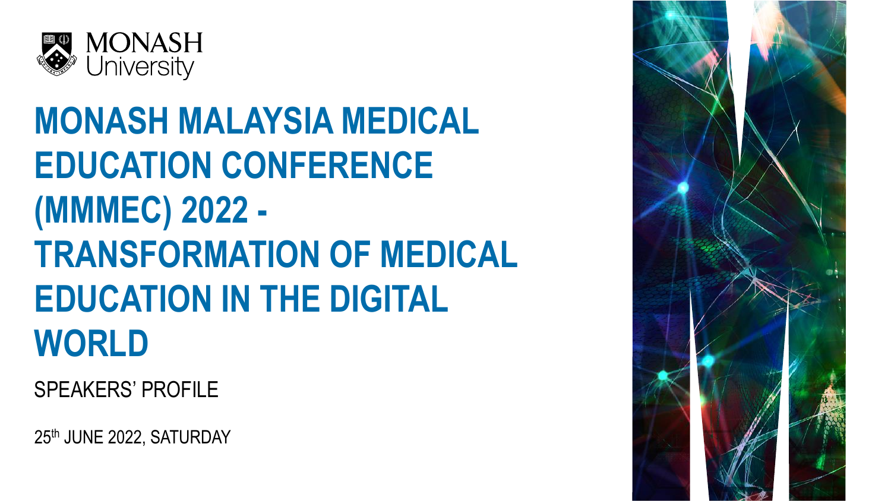MONASH University

# MONASH MALAYSIA MEDICAL EDUCATION CONFERENCE (MMMEC) 2022 - TRANSFORMATION OF MEDICAL EDUCATION IN THE DIGITAL WORLD

SPEAKERS' PROFILE

25th JUNE 2022, SATURDAY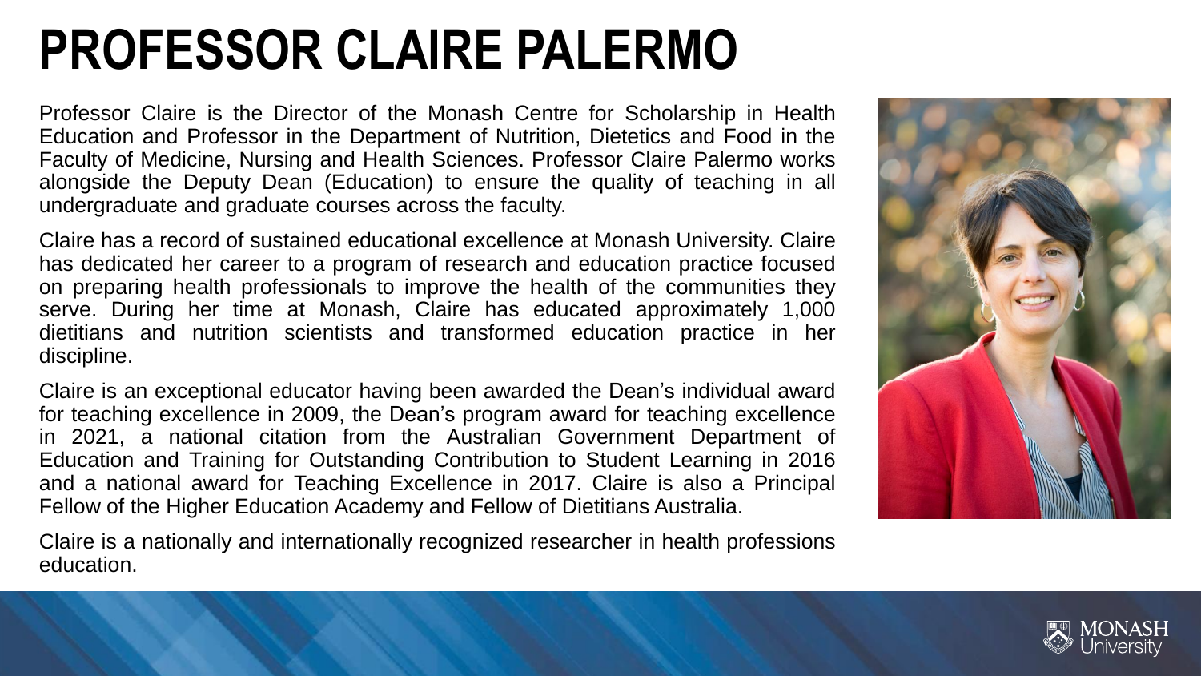# PROFESSOR CLAIRE PALERMO

Professor Claire is the Director of the Monash Centre for Scholarship in Health Education and Professor in the Department of Nutrition, Dietetics and Food in the Faculty of Medicine, Nursing and Health Sciences. Professor Claire Palermo works alongside the Deputy Dean (Education) to ensure the quality of teaching in all undergraduate and graduate courses across the faculty.

Claire has a record of sustained educational excellence at Monash University. Claire has dedicated her career to a program of research and education practice focused on preparing health professionals to improve the health of the communities they serve. During her time at Monash, Claire has educated approximately 1,000 dietitians and nutrition scientists and transformed education practice in her discipline.

Claire is an exceptional educator having been awarded the Dean's individual award for teaching excellence in 2009, the Dean's program award for teaching excellence in 2021, a national citation from the Australian Government Department of Education and Training for Outstanding Contribution to Student Learning in 2016 and a national award for Teaching Excellence in 2017. Claire is also a Principal Fellow of the Higher Education Academy and Fellow of Dietitians Australia.

Claire is a nationally and internationally recognized researcher in health professions education.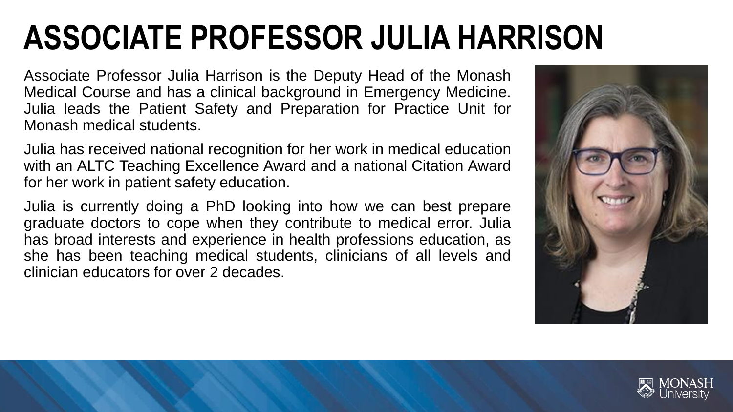# ASSOCIATE PROFESSOR JULIA HARRISON

Associate Professor Julia Harrison is the Deputy Head of the Monash Medical Course and has a clinical background in Emergency Medicine. Julia leads the Patient Safety and Preparation for Practice Unit for Monash medical students.

Julia has received national recognition for her work in medical education with an ALTC Teaching Excellence Award and a national Citation Award for her work in patient safety education.

Julia is currently doing a PhD looking into how we can best prepare graduate doctors to cope when they contribute to medical error. Julia has broad interests and experience in health professions education, as she has been teaching medical students, clinicians of all levels and clinician educators for over 2 decades.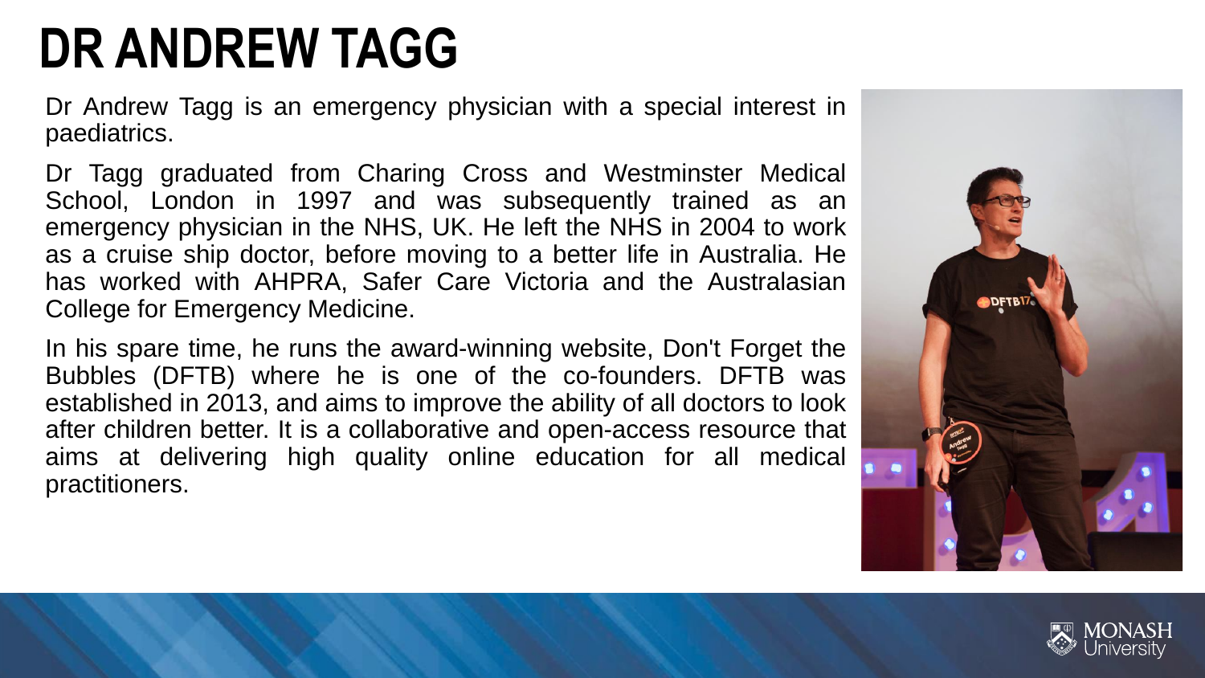# DR ANDREW TAGG

Dr Andrew Tagg is an emergency physician with a special interest in paediatrics.

Dr Tagg graduated from Charing Cross and Westminster Medical School, London in 1997 and was subsequently trained as an emergency physician in the NHS, UK. He left the NHS in 2004 to work as a cruise ship doctor, before moving to a better life in Australia. He has worked with AHPRA, Safer Care Victoria and the Australasian College for Emergency Medicine.

In his spare time, he runs the award-winning website, Don't Forget the Bubbles (DFTB) where he is one of the co-founders. DFTB was established in 2013, and aims to improve the ability of all doctors to look after children better. It is a collaborative and open-access resource that aims at delivering high quality online education for all medical practitioners.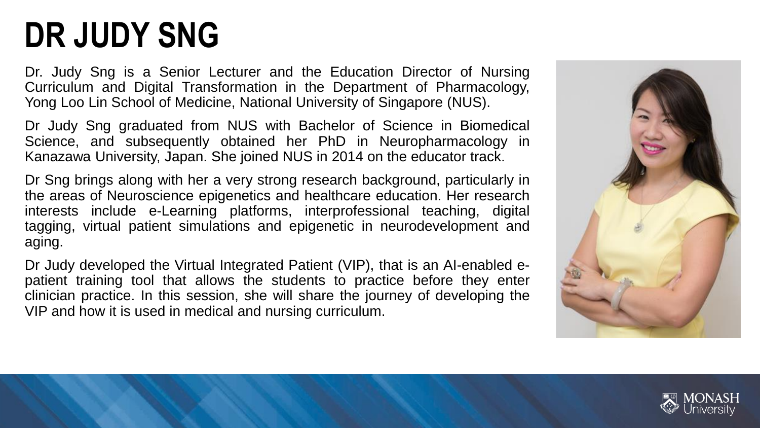# DR JUDY SNG

Dr. Judy Sng is a Senior Lecturer and the Education Director of Nursing Curriculum and Digital Transformation in the Department of Pharmacology, Yong Loo Lin School of Medicine, National University of Singapore (NUS).

Dr Judy Sng graduated from NUS with Bachelor of Science in Biomedical Science, and subsequently obtained her PhD in Neuropharmacology in Kanazawa University, Japan. She joined NUS in 2014 on the educator track.

Dr Sng brings along with her a very strong research background, particularly in the areas of Neuroscience epigenetics and healthcare education. Her research interests include e-Learning platforms, interprofessional teaching, digital tagging, virtual patient simulations and epigenetic in neurodevelopment and aging.

Dr Judy developed the Virtual Integrated Patient (VIP), that is an AI-enabled e-patient training tool that allows the students to practice before they enter clinician practice. In this session, she will share the journey of developing the VIP and how it is used in medical and nursing curriculum.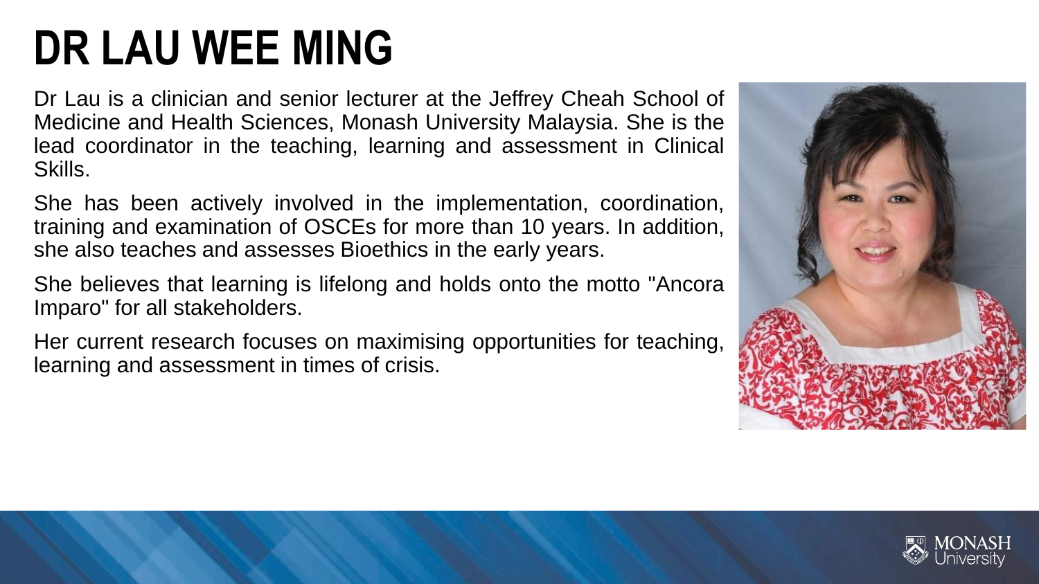# DR LAU WEE MING

Dr Lau is a clinician and senior lecturer at the Jeffrey Cheah School of Medicine and Health Sciences, Monash University Malaysia. She is the lead coordinator in the teaching, learning and assessment in Clinical Skills.

She has been actively involved in the implementation, coordination, training and examination of OSCEs for more than 10 years. In addition, she also teaches and assesses Bioethics in the early years.

She believes that learning is lifelong and holds onto the motto "Ancora Imparo" for all stakeholders.

Her current research focuses on maximising opportunities for teaching, learning and assessment in times of crisis.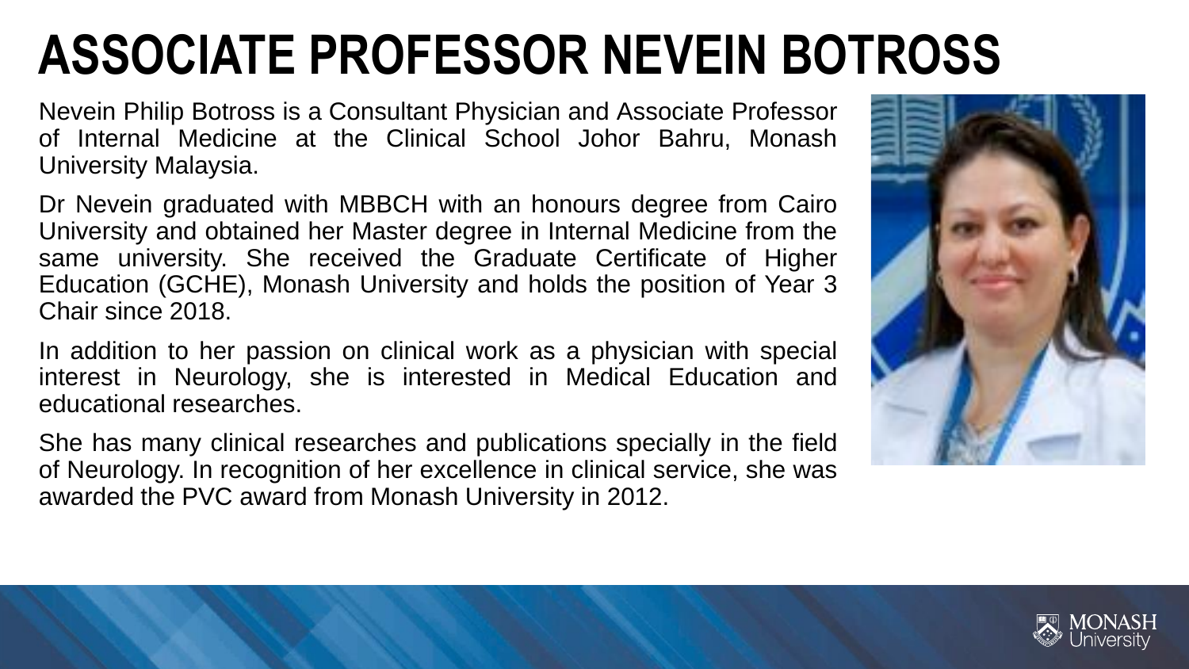# ASSOCIATE PROFESSOR NEVEIN BOTROSS

Nevein Philip Botross is a Consultant Physician and Associate Professor of Internal Medicine at the Clinical School Johor Bahru, Monash University Malaysia.

Dr Nevein graduated with MBBCH with an honours degree from Cairo University and obtained her Master degree in Internal Medicine from the same university. She received the Graduate Certificate of Higher Education (GCHE), Monash University and holds the position of Year 3 Chair since 2018.

In addition to her passion on clinical work as a physician with special interest in Neurology, she is interested in Medical Education and educational researches.

She has many clinical researches and publications specially in the field of Neurology. In recognition of her excellence in clinical service, she was awarded the PVC award from Monash University in 2012.